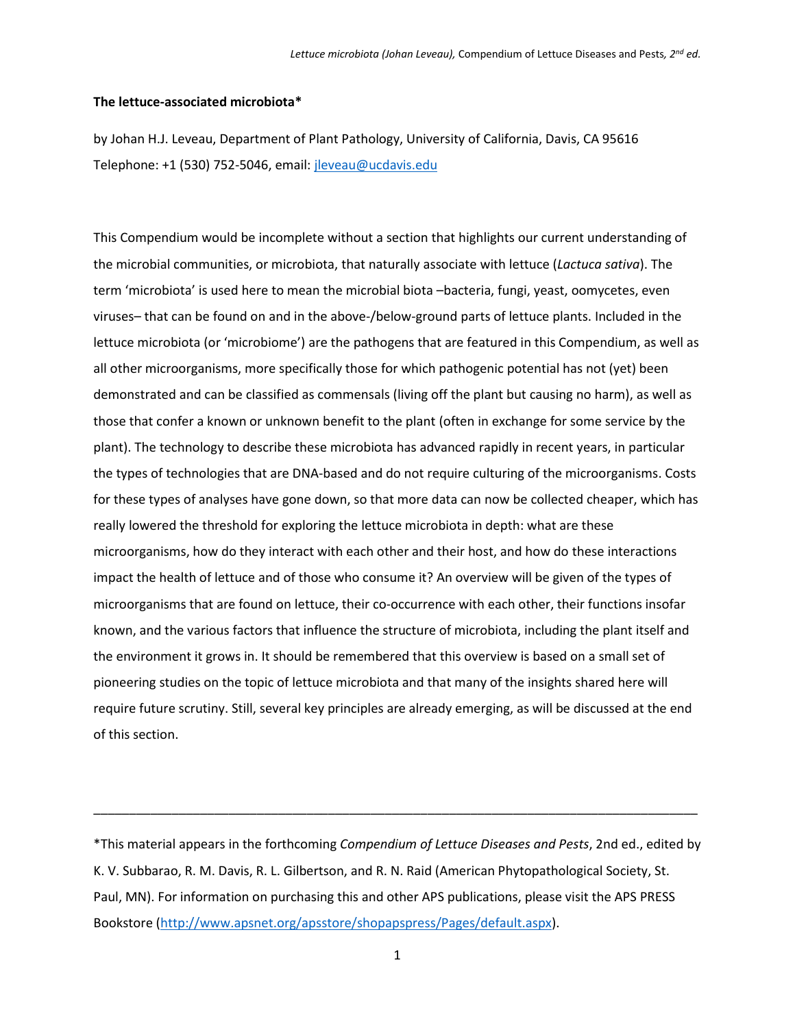**The lettuce-associated microbiota***

by Johan H.J. Leveau, Department of Plant Pathology, University of California, Davis, CA 95616
Telephone: +1 (530) 752-5046, email: jleveau@ucdavis.edu

This Compendium would be incomplete without a section that highlights our current understanding of the microbial communities, or microbiota, that naturally associate with lettuce (*Lactuca sativa*). The term 'microbiota' is used here to mean the microbial biota –bacteria, fungi, yeast, oomycetes, even viruses– that can be found on and in the above-/below-ground parts of lettuce plants. Included in the lettuce microbiota (or 'microbiome') are the pathogens that are featured in this Compendium, as well as all other microorganisms, more specifically those for which pathogenic potential has not (yet) been demonstrated and can be classified as commensals (living off the plant but causing no harm), as well as those that confer a known or unknown benefit to the plant (often in exchange for some service by the plant). The technology to describe these microbiota has advanced rapidly in recent years, in particular the types of technologies that are DNA-based and do not require culturing of the microorganisms. Costs for these types of analyses have gone down, so that more data can now be collected cheaper, which has really lowered the threshold for exploring the lettuce microbiota in depth: what are these microorganisms, how do they interact with each other and their host, and how do these interactions impact the health of lettuce and of those who consume it? An overview will be given of the types of microorganisms that are found on lettuce, their co-occurrence with each other, their functions insofar known, and the various factors that influence the structure of microbiota, including the plant itself and the environment it grows in. It should be remembered that this overview is based on a small set of pioneering studies on the topic of lettuce microbiota and that many of the insights shared here will require future scrutiny. Still, several key principles are already emerging, as will be discussed at the end of this section.

---

*This material appears in the forthcoming *Compendium of Lettuce Diseases and Pests*, 2nd ed., edited by K. V. Subbarao, R. M. Davis, R. L. Gilbertson, and R. N. Raid (American Phytopathological Society, St. Paul, MN). For information on purchasing this and other APS publications, please visit the APS PRESS Bookstore (http://www.apsnet.org/apsstore/shopapspress/Pages/default.aspx).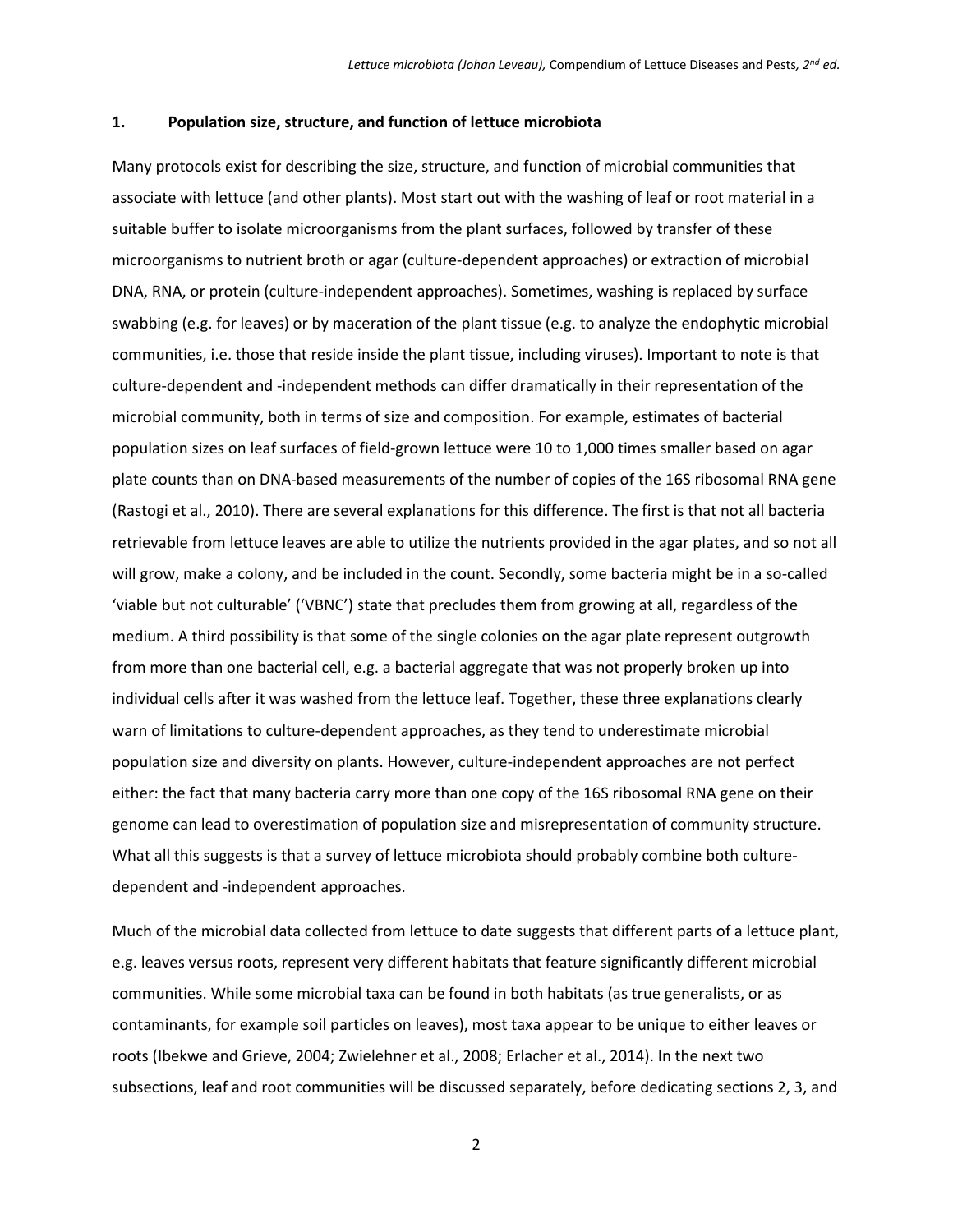## 1. Population size, structure, and function of lettuce microbiota

Many protocols exist for describing the size, structure, and function of microbial communities that associate with lettuce (and other plants). Most start out with the washing of leaf or root material in a suitable buffer to isolate microorganisms from the plant surfaces, followed by transfer of these microorganisms to nutrient broth or agar (culture-dependent approaches) or extraction of microbial DNA, RNA, or protein (culture-independent approaches). Sometimes, washing is replaced by surface swabbing (e.g. for leaves) or by maceration of the plant tissue (e.g. to analyze the endophytic microbial communities, i.e. those that reside inside the plant tissue, including viruses). Important to note is that culture-dependent and -independent methods can differ dramatically in their representation of the microbial community, both in terms of size and composition. For example, estimates of bacterial population sizes on leaf surfaces of field-grown lettuce were 10 to 1,000 times smaller based on agar plate counts than on DNA-based measurements of the number of copies of the 16S ribosomal RNA gene (Rastogi et al., 2010). There are several explanations for this difference. The first is that not all bacteria retrievable from lettuce leaves are able to utilize the nutrients provided in the agar plates, and so not all will grow, make a colony, and be included in the count. Secondly, some bacteria might be in a so-called 'viable but not culturable' ('VBNC') state that precludes them from growing at all, regardless of the medium. A third possibility is that some of the single colonies on the agar plate represent outgrowth from more than one bacterial cell, e.g. a bacterial aggregate that was not properly broken up into individual cells after it was washed from the lettuce leaf. Together, these three explanations clearly warn of limitations to culture-dependent approaches, as they tend to underestimate microbial population size and diversity on plants. However, culture-independent approaches are not perfect either: the fact that many bacteria carry more than one copy of the 16S ribosomal RNA gene on their genome can lead to overestimation of population size and misrepresentation of community structure. What all this suggests is that a survey of lettuce microbiota should probably combine both culture-dependent and -independent approaches.

Much of the microbial data collected from lettuce to date suggests that different parts of a lettuce plant, e.g. leaves versus roots, represent very different habitats that feature significantly different microbial communities. While some microbial taxa can be found in both habitats (as true generalists, or as contaminants, for example soil particles on leaves), most taxa appear to be unique to either leaves or roots (Ibekwe and Grieve, 2004; Zwielehner et al., 2008; Erlacher et al., 2014). In the next two subsections, leaf and root communities will be discussed separately, before dedicating sections 2, 3, and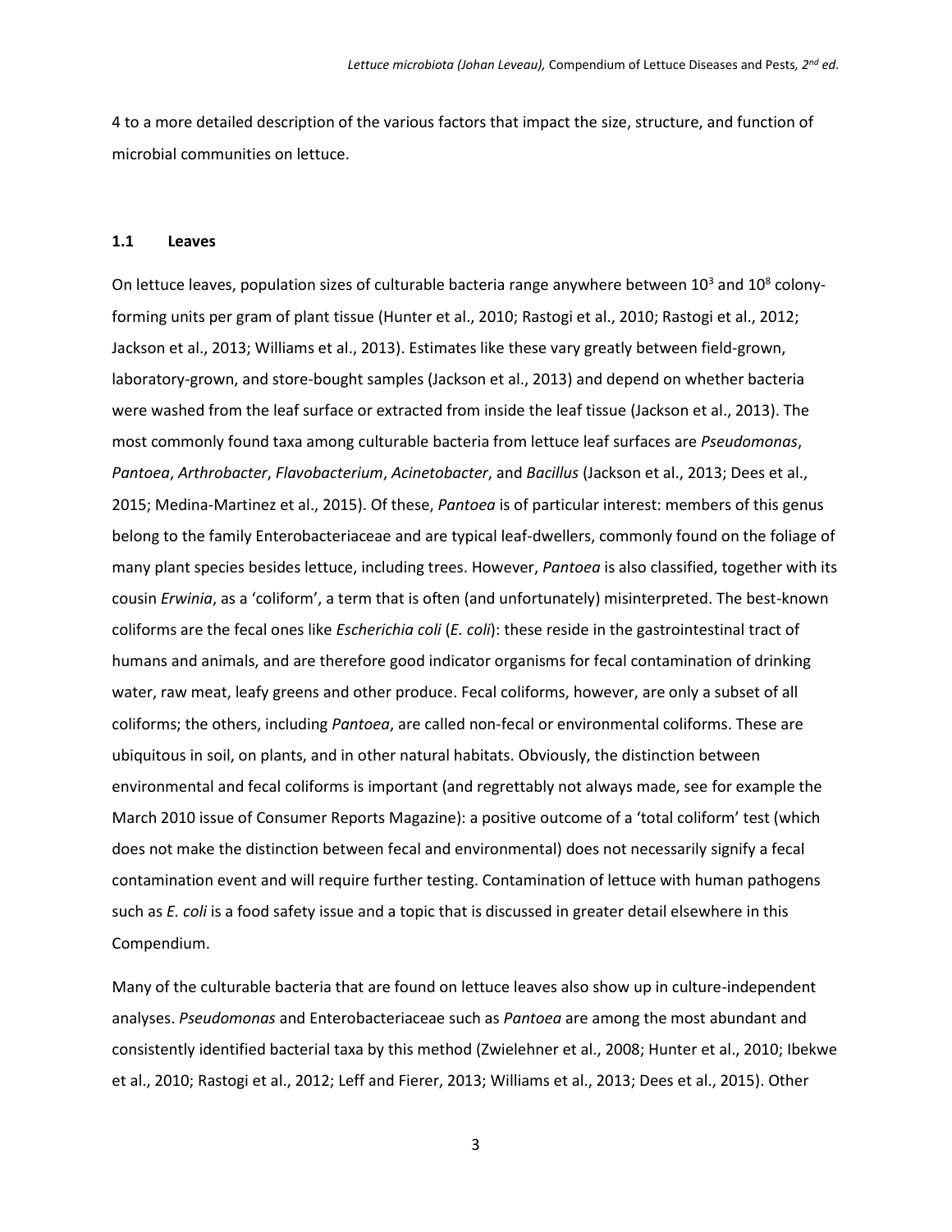4 to a more detailed description of the various factors that impact the size, structure, and function of microbial communities on lettuce.

### 1.1 Leaves

On lettuce leaves, population sizes of culturable bacteria range anywhere between $10^3$ and $10^8$ colony-forming units per gram of plant tissue (Hunter et al., 2010; Rastogi et al., 2010; Rastogi et al., 2012; Jackson et al., 2013; Williams et al., 2013). Estimates like these vary greatly between field-grown, laboratory-grown, and store-bought samples (Jackson et al., 2013) and depend on whether bacteria were washed from the leaf surface or extracted from inside the leaf tissue (Jackson et al., 2013). The most commonly found taxa among culturable bacteria from lettuce leaf surfaces are *Pseudomonas*, *Pantoea*, *Arthrobacter*, *Flavobacterium*, *Acinetobacter*, and *Bacillus* (Jackson et al., 2013; Dees et al., 2015; Medina-Martinez et al., 2015). Of these, *Pantoea* is of particular interest: members of this genus belong to the family Enterobacteriaceae and are typical leaf-dwellers, commonly found on the foliage of many plant species besides lettuce, including trees. However, *Pantoea* is also classified, together with its cousin *Erwinia*, as a 'coliform', a term that is often (and unfortunately) misinterpreted. The best-known coliforms are the fecal ones like *Escherichia coli* (*E. coli*): these reside in the gastrointestinal tract of humans and animals, and are therefore good indicator organisms for fecal contamination of drinking water, raw meat, leafy greens and other produce. Fecal coliforms, however, are only a subset of all coliforms; the others, including *Pantoea*, are called non-fecal or environmental coliforms. These are ubiquitous in soil, on plants, and in other natural habitats. Obviously, the distinction between environmental and fecal coliforms is important (and regrettably not always made, see for example the March 2010 issue of Consumer Reports Magazine): a positive outcome of a 'total coliform' test (which does not make the distinction between fecal and environmental) does not necessarily signify a fecal contamination event and will require further testing. Contamination of lettuce with human pathogens such as *E. coli* is a food safety issue and a topic that is discussed in greater detail elsewhere in this Compendium.

Many of the culturable bacteria that are found on lettuce leaves also show up in culture-independent analyses. *Pseudomonas* and Enterobacteriaceae such as *Pantoea* are among the most abundant and consistently identified bacterial taxa by this method (Zwielehner et al., 2008; Hunter et al., 2010; Ibekwe et al., 2010; Rastogi et al., 2012; Leff and Fierer, 2013; Williams et al., 2013; Dees et al., 2015). Other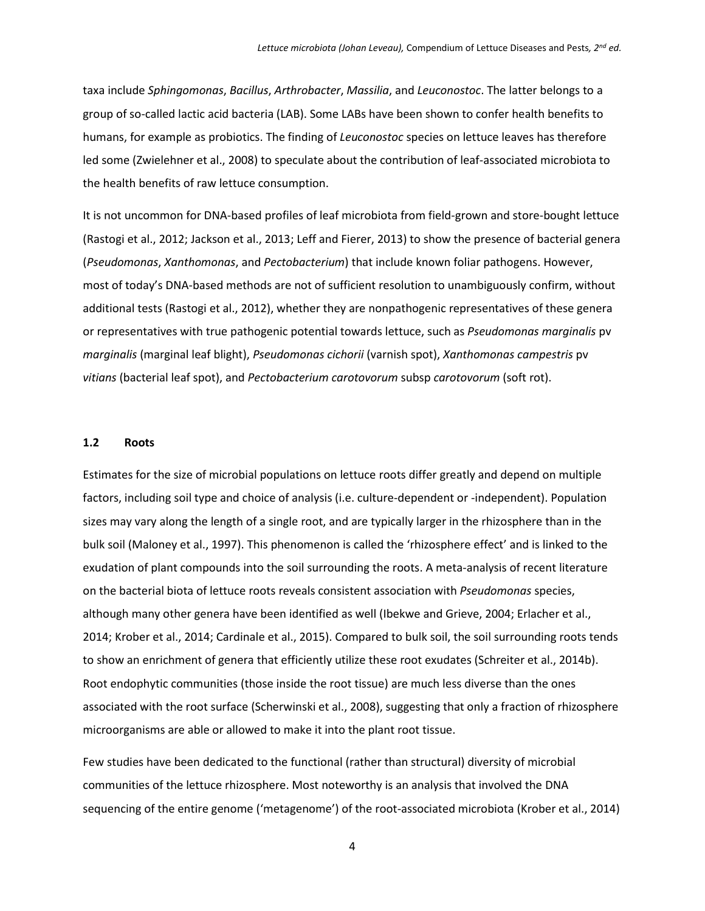taxa include *Sphingomonas*, *Bacillus*, *Arthrobacter*, *Massilia*, and *Leuconostoc*. The latter belongs to a group of so-called lactic acid bacteria (LAB). Some LABs have been shown to confer health benefits to humans, for example as probiotics. The finding of *Leuconostoc* species on lettuce leaves has therefore led some (Zwielehner et al., 2008) to speculate about the contribution of leaf-associated microbiota to the health benefits of raw lettuce consumption.

It is not uncommon for DNA-based profiles of leaf microbiota from field-grown and store-bought lettuce (Rastogi et al., 2012; Jackson et al., 2013; Leff and Fierer, 2013) to show the presence of bacterial genera (*Pseudomonas*, *Xanthomonas*, and *Pectobacterium*) that include known foliar pathogens. However, most of today's DNA-based methods are not of sufficient resolution to unambiguously confirm, without additional tests (Rastogi et al., 2012), whether they are nonpathogenic representatives of these genera or representatives with true pathogenic potential towards lettuce, such as *Pseudomonas marginalis* pv *marginalis* (marginal leaf blight), *Pseudomonas cichorii* (varnish spot), *Xanthomonas campestris* pv *vitians* (bacterial leaf spot), and *Pectobacterium carotovorum* subsp *carotovorum* (soft rot).

### 1.2 Roots

Estimates for the size of microbial populations on lettuce roots differ greatly and depend on multiple factors, including soil type and choice of analysis (i.e. culture-dependent or -independent). Population sizes may vary along the length of a single root, and are typically larger in the rhizosphere than in the bulk soil (Maloney et al., 1997). This phenomenon is called the 'rhizosphere effect' and is linked to the exudation of plant compounds into the soil surrounding the roots. A meta-analysis of recent literature on the bacterial biota of lettuce roots reveals consistent association with *Pseudomonas* species, although many other genera have been identified as well (Ibekwe and Grieve, 2004; Erlacher et al., 2014; Krober et al., 2014; Cardinale et al., 2015). Compared to bulk soil, the soil surrounding roots tends to show an enrichment of genera that efficiently utilize these root exudates (Schreiter et al., 2014b). Root endophytic communities (those inside the root tissue) are much less diverse than the ones associated with the root surface (Scherwinski et al., 2008), suggesting that only a fraction of rhizosphere microorganisms are able or allowed to make it into the plant root tissue.

Few studies have been dedicated to the functional (rather than structural) diversity of microbial communities of the lettuce rhizosphere. Most noteworthy is an analysis that involved the DNA sequencing of the entire genome ('metagenome') of the root-associated microbiota (Krober et al., 2014)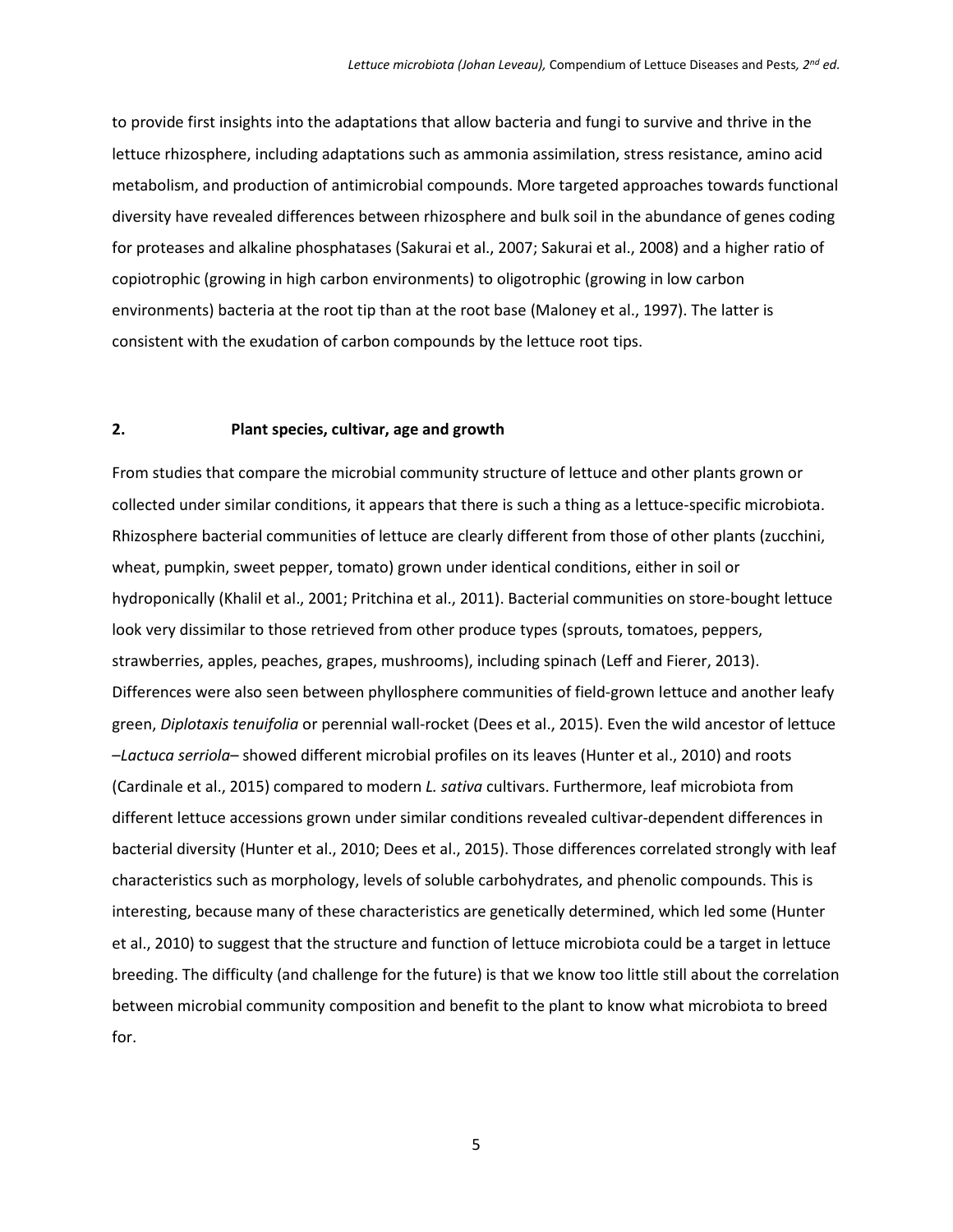to provide first insights into the adaptations that allow bacteria and fungi to survive and thrive in the lettuce rhizosphere, including adaptations such as ammonia assimilation, stress resistance, amino acid metabolism, and production of antimicrobial compounds. More targeted approaches towards functional diversity have revealed differences between rhizosphere and bulk soil in the abundance of genes coding for proteases and alkaline phosphatases (Sakurai et al., 2007; Sakurai et al., 2008) and a higher ratio of copiotrophic (growing in high carbon environments) to oligotrophic (growing in low carbon environments) bacteria at the root tip than at the root base (Maloney et al., 1997). The latter is consistent with the exudation of carbon compounds by the lettuce root tips.

## 2. Plant species, cultivar, age and growth

From studies that compare the microbial community structure of lettuce and other plants grown or collected under similar conditions, it appears that there is such a thing as a lettuce-specific microbiota. Rhizosphere bacterial communities of lettuce are clearly different from those of other plants (zucchini, wheat, pumpkin, sweet pepper, tomato) grown under identical conditions, either in soil or hydroponically (Khalil et al., 2001; Pritchina et al., 2011). Bacterial communities on store-bought lettuce look very dissimilar to those retrieved from other produce types (sprouts, tomatoes, peppers, strawberries, apples, peaches, grapes, mushrooms), including spinach (Leff and Fierer, 2013). Differences were also seen between phyllosphere communities of field-grown lettuce and another leafy green, *Diplotaxis tenuifolia* or perennial wall-rocket (Dees et al., 2015). Even the wild ancestor of lettuce –*Lactuca serriola*– showed different microbial profiles on its leaves (Hunter et al., 2010) and roots (Cardinale et al., 2015) compared to modern *L. sativa* cultivars. Furthermore, leaf microbiota from different lettuce accessions grown under similar conditions revealed cultivar-dependent differences in bacterial diversity (Hunter et al., 2010; Dees et al., 2015). Those differences correlated strongly with leaf characteristics such as morphology, levels of soluble carbohydrates, and phenolic compounds. This is interesting, because many of these characteristics are genetically determined, which led some (Hunter et al., 2010) to suggest that the structure and function of lettuce microbiota could be a target in lettuce breeding. The difficulty (and challenge for the future) is that we know too little still about the correlation between microbial community composition and benefit to the plant to know what microbiota to breed for.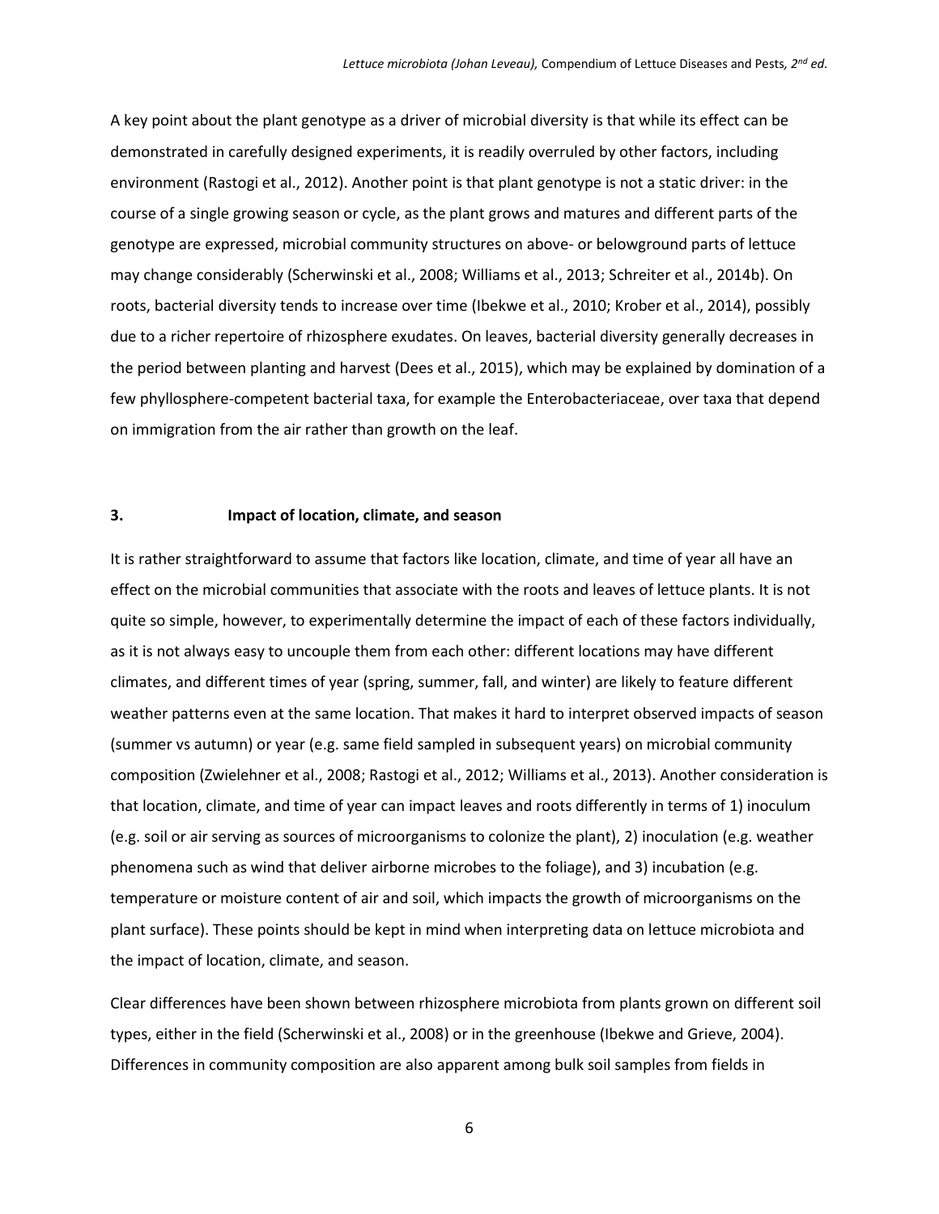A key point about the plant genotype as a driver of microbial diversity is that while its effect can be demonstrated in carefully designed experiments, it is readily overruled by other factors, including environment (Rastogi et al., 2012). Another point is that plant genotype is not a static driver: in the course of a single growing season or cycle, as the plant grows and matures and different parts of the genotype are expressed, microbial community structures on above- or belowground parts of lettuce may change considerably (Scherwinski et al., 2008; Williams et al., 2013; Schreiter et al., 2014b). On roots, bacterial diversity tends to increase over time (Ibekwe et al., 2010; Krober et al., 2014), possibly due to a richer repertoire of rhizosphere exudates. On leaves, bacterial diversity generally decreases in the period between planting and harvest (Dees et al., 2015), which may be explained by domination of a few phyllosphere-competent bacterial taxa, for example the Enterobacteriaceae, over taxa that depend on immigration from the air rather than growth on the leaf.

## 3. Impact of location, climate, and season

It is rather straightforward to assume that factors like location, climate, and time of year all have an effect on the microbial communities that associate with the roots and leaves of lettuce plants. It is not quite so simple, however, to experimentally determine the impact of each of these factors individually, as it is not always easy to uncouple them from each other: different locations may have different climates, and different times of year (spring, summer, fall, and winter) are likely to feature different weather patterns even at the same location. That makes it hard to interpret observed impacts of season (summer vs autumn) or year (e.g. same field sampled in subsequent years) on microbial community composition (Zwielehner et al., 2008; Rastogi et al., 2012; Williams et al., 2013). Another consideration is that location, climate, and time of year can impact leaves and roots differently in terms of 1) inoculum (e.g. soil or air serving as sources of microorganisms to colonize the plant), 2) inoculation (e.g. weather phenomena such as wind that deliver airborne microbes to the foliage), and 3) incubation (e.g. temperature or moisture content of air and soil, which impacts the growth of microorganisms on the plant surface). These points should be kept in mind when interpreting data on lettuce microbiota and the impact of location, climate, and season.

Clear differences have been shown between rhizosphere microbiota from plants grown on different soil types, either in the field (Scherwinski et al., 2008) or in the greenhouse (Ibekwe and Grieve, 2004). Differences in community composition are also apparent among bulk soil samples from fields in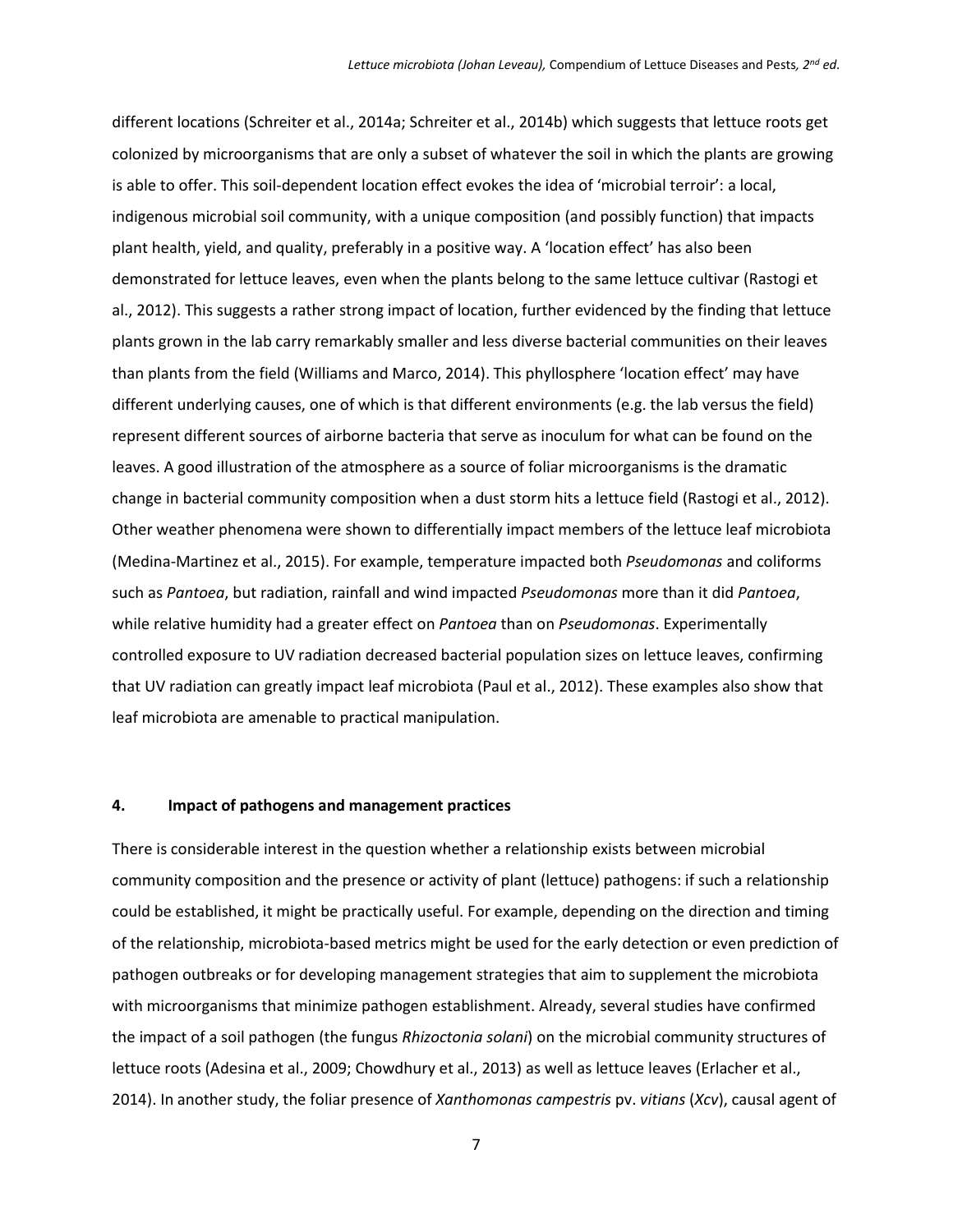different locations (Schreiter et al., 2014a; Schreiter et al., 2014b) which suggests that lettuce roots get colonized by microorganisms that are only a subset of whatever the soil in which the plants are growing is able to offer. This soil-dependent location effect evokes the idea of 'microbial terroir': a local, indigenous microbial soil community, with a unique composition (and possibly function) that impacts plant health, yield, and quality, preferably in a positive way. A 'location effect' has also been demonstrated for lettuce leaves, even when the plants belong to the same lettuce cultivar (Rastogi et al., 2012). This suggests a rather strong impact of location, further evidenced by the finding that lettuce plants grown in the lab carry remarkably smaller and less diverse bacterial communities on their leaves than plants from the field (Williams and Marco, 2014). This phyllosphere 'location effect' may have different underlying causes, one of which is that different environments (e.g. the lab versus the field) represent different sources of airborne bacteria that serve as inoculum for what can be found on the leaves. A good illustration of the atmosphere as a source of foliar microorganisms is the dramatic change in bacterial community composition when a dust storm hits a lettuce field (Rastogi et al., 2012). Other weather phenomena were shown to differentially impact members of the lettuce leaf microbiota (Medina-Martinez et al., 2015). For example, temperature impacted both *Pseudomonas* and coliforms such as *Pantoea*, but radiation, rainfall and wind impacted *Pseudomonas* more than it did *Pantoea*, while relative humidity had a greater effect on *Pantoea* than on *Pseudomonas*. Experimentally controlled exposure to UV radiation decreased bacterial population sizes on lettuce leaves, confirming that UV radiation can greatly impact leaf microbiota (Paul et al., 2012). These examples also show that leaf microbiota are amenable to practical manipulation.

## 4. Impact of pathogens and management practices

There is considerable interest in the question whether a relationship exists between microbial community composition and the presence or activity of plant (lettuce) pathogens: if such a relationship could be established, it might be practically useful. For example, depending on the direction and timing of the relationship, microbiota-based metrics might be used for the early detection or even prediction of pathogen outbreaks or for developing management strategies that aim to supplement the microbiota with microorganisms that minimize pathogen establishment. Already, several studies have confirmed the impact of a soil pathogen (the fungus *Rhizoctonia solani*) on the microbial community structures of lettuce roots (Adesina et al., 2009; Chowdhury et al., 2013) as well as lettuce leaves (Erlacher et al., 2014). In another study, the foliar presence of *Xanthomonas campestris* pv. *vitians* (*Xcv*), causal agent of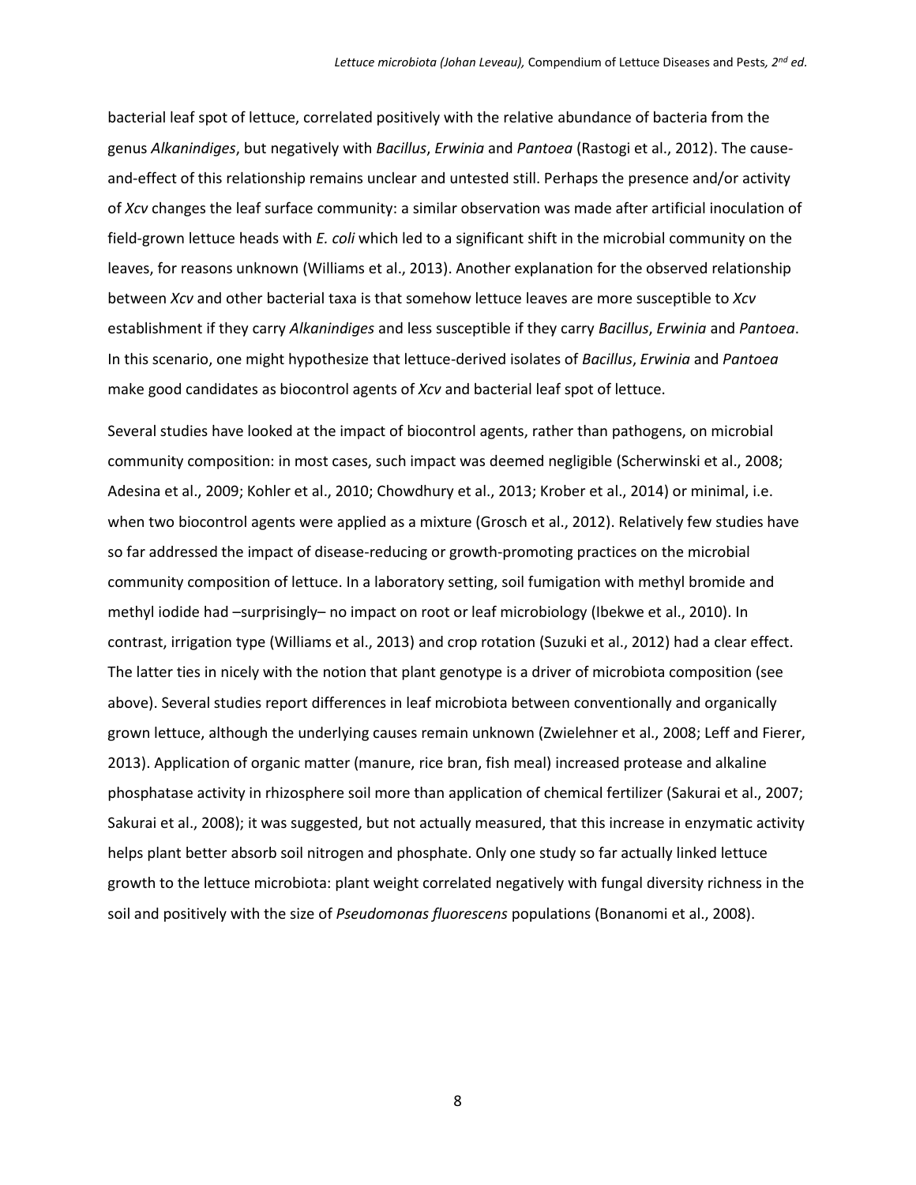bacterial leaf spot of lettuce, correlated positively with the relative abundance of bacteria from the genus *Alkanindiges*, but negatively with *Bacillus*, *Erwinia* and *Pantoea* (Rastogi et al., 2012). The cause-and-effect of this relationship remains unclear and untested still. Perhaps the presence and/or activity of *Xcv* changes the leaf surface community: a similar observation was made after artificial inoculation of field-grown lettuce heads with *E. coli* which led to a significant shift in the microbial community on the leaves, for reasons unknown (Williams et al., 2013). Another explanation for the observed relationship between *Xcv* and other bacterial taxa is that somehow lettuce leaves are more susceptible to *Xcv* establishment if they carry *Alkanindiges* and less susceptible if they carry *Bacillus*, *Erwinia* and *Pantoea*. In this scenario, one might hypothesize that lettuce-derived isolates of *Bacillus*, *Erwinia* and *Pantoea* make good candidates as biocontrol agents of *Xcv* and bacterial leaf spot of lettuce.

Several studies have looked at the impact of biocontrol agents, rather than pathogens, on microbial community composition: in most cases, such impact was deemed negligible (Scherwinski et al., 2008; Adesina et al., 2009; Kohler et al., 2010; Chowdhury et al., 2013; Krober et al., 2014) or minimal, i.e. when two biocontrol agents were applied as a mixture (Grosch et al., 2012). Relatively few studies have so far addressed the impact of disease-reducing or growth-promoting practices on the microbial community composition of lettuce. In a laboratory setting, soil fumigation with methyl bromide and methyl iodide had –surprisingly– no impact on root or leaf microbiology (Ibekwe et al., 2010). In contrast, irrigation type (Williams et al., 2013) and crop rotation (Suzuki et al., 2012) had a clear effect. The latter ties in nicely with the notion that plant genotype is a driver of microbiota composition (see above). Several studies report differences in leaf microbiota between conventionally and organically grown lettuce, although the underlying causes remain unknown (Zwielehner et al., 2008; Leff and Fierer, 2013). Application of organic matter (manure, rice bran, fish meal) increased protease and alkaline phosphatase activity in rhizosphere soil more than application of chemical fertilizer (Sakurai et al., 2007; Sakurai et al., 2008); it was suggested, but not actually measured, that this increase in enzymatic activity helps plant better absorb soil nitrogen and phosphate. Only one study so far actually linked lettuce growth to the lettuce microbiota: plant weight correlated negatively with fungal diversity richness in the soil and positively with the size of *Pseudomonas fluorescens* populations (Bonanomi et al., 2008).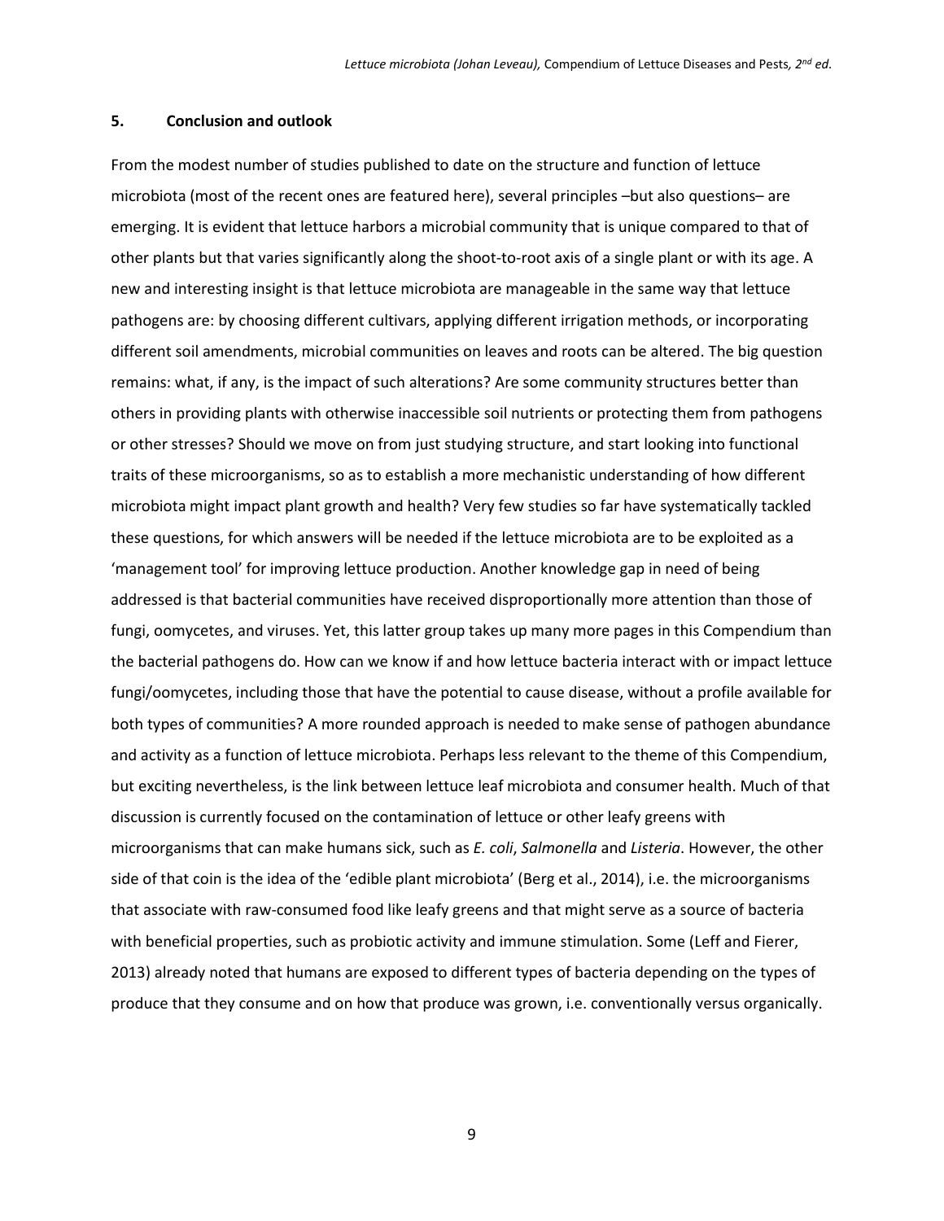## 5. Conclusion and outlook

From the modest number of studies published to date on the structure and function of lettuce microbiota (most of the recent ones are featured here), several principles –but also questions– are emerging. It is evident that lettuce harbors a microbial community that is unique compared to that of other plants but that varies significantly along the shoot-to-root axis of a single plant or with its age. A new and interesting insight is that lettuce microbiota are manageable in the same way that lettuce pathogens are: by choosing different cultivars, applying different irrigation methods, or incorporating different soil amendments, microbial communities on leaves and roots can be altered. The big question remains: what, if any, is the impact of such alterations? Are some community structures better than others in providing plants with otherwise inaccessible soil nutrients or protecting them from pathogens or other stresses? Should we move on from just studying structure, and start looking into functional traits of these microorganisms, so as to establish a more mechanistic understanding of how different microbiota might impact plant growth and health? Very few studies so far have systematically tackled these questions, for which answers will be needed if the lettuce microbiota are to be exploited as a 'management tool' for improving lettuce production. Another knowledge gap in need of being addressed is that bacterial communities have received disproportionally more attention than those of fungi, oomycetes, and viruses. Yet, this latter group takes up many more pages in this Compendium than the bacterial pathogens do. How can we know if and how lettuce bacteria interact with or impact lettuce fungi/oomycetes, including those that have the potential to cause disease, without a profile available for both types of communities? A more rounded approach is needed to make sense of pathogen abundance and activity as a function of lettuce microbiota. Perhaps less relevant to the theme of this Compendium, but exciting nevertheless, is the link between lettuce leaf microbiota and consumer health. Much of that discussion is currently focused on the contamination of lettuce or other leafy greens with microorganisms that can make humans sick, such as *E. coli*, *Salmonella* and *Listeria*. However, the other side of that coin is the idea of the 'edible plant microbiota' (Berg et al., 2014), i.e. the microorganisms that associate with raw-consumed food like leafy greens and that might serve as a source of bacteria with beneficial properties, such as probiotic activity and immune stimulation. Some (Leff and Fierer, 2013) already noted that humans are exposed to different types of bacteria depending on the types of produce that they consume and on how that produce was grown, i.e. conventionally versus organically.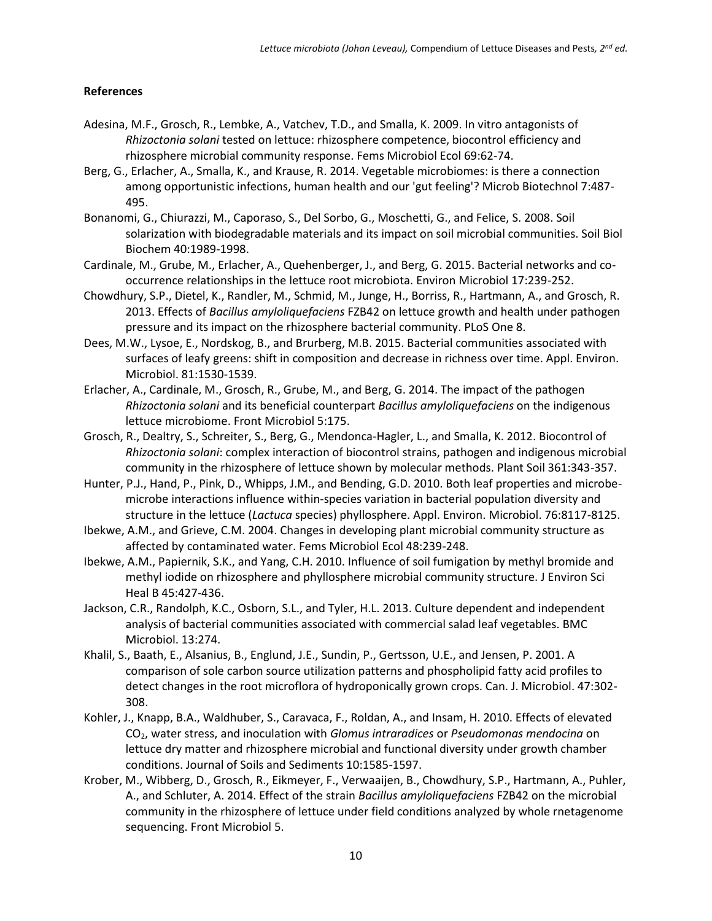**References**

Adesina, M.F., Grosch, R., Lembke, A., Vatchev, T.D., and Smalla, K. 2009. In vitro antagonists of *Rhizoctonia solani* tested on lettuce: rhizosphere competence, biocontrol efficiency and rhizosphere microbial community response. Fems Microbiol Ecol 69:62-74.

Berg, G., Erlacher, A., Smalla, K., and Krause, R. 2014. Vegetable microbiomes: is there a connection among opportunistic infections, human health and our 'gut feeling'? Microb Biotechnol 7:487-495.

Bonanomi, G., Chiurazzi, M., Caporaso, S., Del Sorbo, G., Moschetti, G., and Felice, S. 2008. Soil solarization with biodegradable materials and its impact on soil microbial communities. Soil Biol Biochem 40:1989-1998.

Cardinale, M., Grube, M., Erlacher, A., Quehenberger, J., and Berg, G. 2015. Bacterial networks and co-occurrence relationships in the lettuce root microbiota. Environ Microbiol 17:239-252.

Chowdhury, S.P., Dietel, K., Randler, M., Schmid, M., Junge, H., Borriss, R., Hartmann, A., and Grosch, R. 2013. Effects of *Bacillus amyloliquefaciens* FZB42 on lettuce growth and health under pathogen pressure and its impact on the rhizosphere bacterial community. PLoS One 8.

Dees, M.W., Lysoe, E., Nordskog, B., and Brurberg, M.B. 2015. Bacterial communities associated with surfaces of leafy greens: shift in composition and decrease in richness over time. Appl. Environ. Microbiol. 81:1530-1539.

Erlacher, A., Cardinale, M., Grosch, R., Grube, M., and Berg, G. 2014. The impact of the pathogen *Rhizoctonia solani* and its beneficial counterpart *Bacillus amyloliquefaciens* on the indigenous lettuce microbiome. Front Microbiol 5:175.

Grosch, R., Dealtry, S., Schreiter, S., Berg, G., Mendonca-Hagler, L., and Smalla, K. 2012. Biocontrol of *Rhizoctonia solani*: complex interaction of biocontrol strains, pathogen and indigenous microbial community in the rhizosphere of lettuce shown by molecular methods. Plant Soil 361:343-357.

Hunter, P.J., Hand, P., Pink, D., Whipps, J.M., and Bending, G.D. 2010. Both leaf properties and microbe-microbe interactions influence within-species variation in bacterial population diversity and structure in the lettuce (*Lactuca* species) phyllosphere. Appl. Environ. Microbiol. 76:8117-8125.

Ibekwe, A.M., and Grieve, C.M. 2004. Changes in developing plant microbial community structure as affected by contaminated water. Fems Microbiol Ecol 48:239-248.

Ibekwe, A.M., Papiernik, S.K., and Yang, C.H. 2010. Influence of soil fumigation by methyl bromide and methyl iodide on rhizosphere and phyllosphere microbial community structure. J Environ Sci Heal B 45:427-436.

Jackson, C.R., Randolph, K.C., Osborn, S.L., and Tyler, H.L. 2013. Culture dependent and independent analysis of bacterial communities associated with commercial salad leaf vegetables. BMC Microbiol. 13:274.

Khalil, S., Baath, E., Alsanius, B., Englund, J.E., Sundin, P., Gertsson, U.E., and Jensen, P. 2001. A comparison of sole carbon source utilization patterns and phospholipid fatty acid profiles to detect changes in the root microflora of hydroponically grown crops. Can. J. Microbiol. 47:302-308.

Kohler, J., Knapp, B.A., Waldhuber, S., Caravaca, F., Roldan, A., and Insam, H. 2010. Effects of elevated $CO_2$, water stress, and inoculation with *Glomus intraradices* or *Pseudomonas mendocina* on lettuce dry matter and rhizosphere microbial and functional diversity under growth chamber conditions. Journal of Soils and Sediments 10:1585-1597.

Krober, M., Wibberg, D., Grosch, R., Eikmeyer, F., Verwaaijen, B., Chowdhury, S.P., Hartmann, A., Puhler, A., and Schluter, A. 2014. Effect of the strain *Bacillus amyloliquefaciens* FZB42 on the microbial community in the rhizosphere of lettuce under field conditions analyzed by whole rnetagenome sequencing. Front Microbiol 5.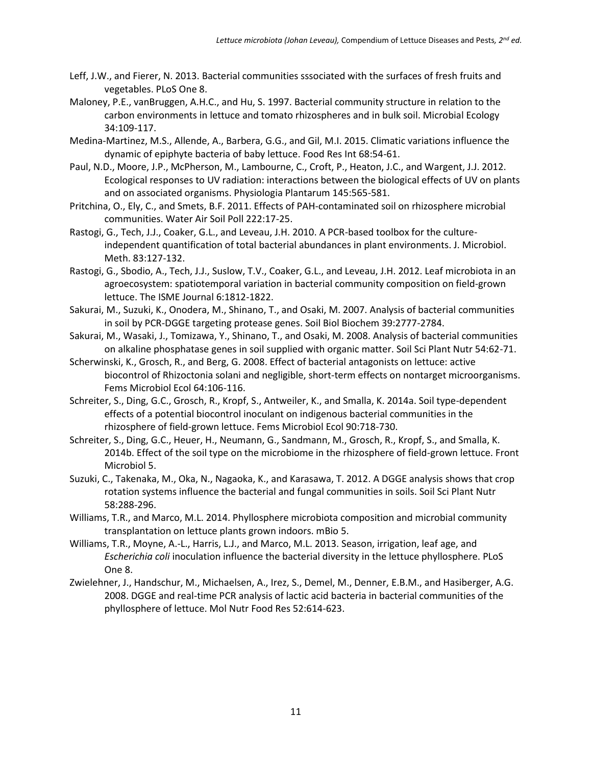Leff, J.W., and Fierer, N. 2013. Bacterial communities sssociated with the surfaces of fresh fruits and vegetables. PLoS One 8.

Maloney, P.E., vanBruggen, A.H.C., and Hu, S. 1997. Bacterial community structure in relation to the carbon environments in lettuce and tomato rhizospheres and in bulk soil. Microbial Ecology 34:109-117.

Medina-Martinez, M.S., Allende, A., Barbera, G.G., and Gil, M.I. 2015. Climatic variations influence the dynamic of epiphyte bacteria of baby lettuce. Food Res Int 68:54-61.

Paul, N.D., Moore, J.P., McPherson, M., Lambourne, C., Croft, P., Heaton, J.C., and Wargent, J.J. 2012. Ecological responses to UV radiation: interactions between the biological effects of UV on plants and on associated organisms. Physiologia Plantarum 145:565-581.

Pritchina, O., Ely, C., and Smets, B.F. 2011. Effects of PAH-contaminated soil on rhizosphere microbial communities. Water Air Soil Poll 222:17-25.

Rastogi, G., Tech, J.J., Coaker, G.L., and Leveau, J.H. 2010. A PCR-based toolbox for the culture-independent quantification of total bacterial abundances in plant environments. J. Microbiol. Meth. 83:127-132.

Rastogi, G., Sbodio, A., Tech, J.J., Suslow, T.V., Coaker, G.L., and Leveau, J.H. 2012. Leaf microbiota in an agroecosystem: spatiotemporal variation in bacterial community composition on field-grown lettuce. The ISME Journal 6:1812-1822.

Sakurai, M., Suzuki, K., Onodera, M., Shinano, T., and Osaki, M. 2007. Analysis of bacterial communities in soil by PCR-DGGE targeting protease genes. Soil Biol Biochem 39:2777-2784.

Sakurai, M., Wasaki, J., Tomizawa, Y., Shinano, T., and Osaki, M. 2008. Analysis of bacterial communities on alkaline phosphatase genes in soil supplied with organic matter. Soil Sci Plant Nutr 54:62-71.

Scherwinski, K., Grosch, R., and Berg, G. 2008. Effect of bacterial antagonists on lettuce: active biocontrol of Rhizoctonia solani and negligible, short-term effects on nontarget microorganisms. Fems Microbiol Ecol 64:106-116.

Schreiter, S., Ding, G.C., Grosch, R., Kropf, S., Antweiler, K., and Smalla, K. 2014a. Soil type-dependent effects of a potential biocontrol inoculant on indigenous bacterial communities in the rhizosphere of field-grown lettuce. Fems Microbiol Ecol 90:718-730.

Schreiter, S., Ding, G.C., Heuer, H., Neumann, G., Sandmann, M., Grosch, R., Kropf, S., and Smalla, K. 2014b. Effect of the soil type on the microbiome in the rhizosphere of field-grown lettuce. Front Microbiol 5.

Suzuki, C., Takenaka, M., Oka, N., Nagaoka, K., and Karasawa, T. 2012. A DGGE analysis shows that crop rotation systems influence the bacterial and fungal communities in soils. Soil Sci Plant Nutr 58:288-296.

Williams, T.R., and Marco, M.L. 2014. Phyllosphere microbiota composition and microbial community transplantation on lettuce plants grown indoors. mBio 5.

Williams, T.R., Moyne, A.-L., Harris, L.J., and Marco, M.L. 2013. Season, irrigation, leaf age, and *Escherichia coli* inoculation influence the bacterial diversity in the lettuce phyllosphere. PLoS One 8.

Zwielehner, J., Handschur, M., Michaelsen, A., Irez, S., Demel, M., Denner, E.B.M., and Hasiberger, A.G. 2008. DGGE and real-time PCR analysis of lactic acid bacteria in bacterial communities of the phyllosphere of lettuce. Mol Nutr Food Res 52:614-623.